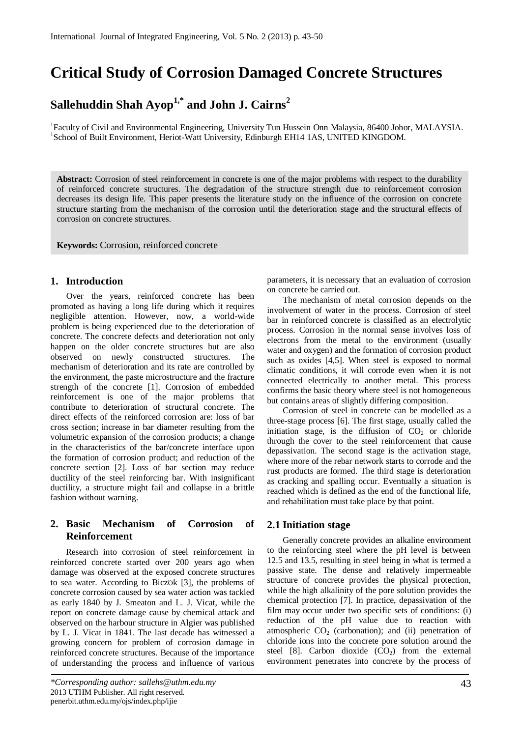# Critical Study of Corrosion Damaged Concrete Structures

## Sallehuddin Shah Ayop[1,*] and John J. Cairns[2]

[1]Faculty of Civil and Environmental Engineering, University Tun Hussein Onn Malaysia, 86400 Johor, MALAYSIA.
[1]School of Built Environment, Heriot-Watt University, Edinburgh EH14 1AS, UNITED KINGDOM.

**Abstract:** Corrosion of steel reinforcement in concrete is one of the major problems with respect to the durability of reinforced concrete structures. The degradation of the structure strength due to reinforcement corrosion decreases its design life. This paper presents the literature study on the influence of the corrosion on concrete structure starting from the mechanism of the corrosion until the deterioration stage and the structural effects of corrosion on concrete structures.

**Keywords:** Corrosion, reinforced concrete

## 1. Introduction

Over the years, reinforced concrete has been promoted as having a long life during which it requires negligible attention. However, now, a world-wide problem is being experienced due to the deterioration of concrete. The concrete defects and deterioration not only happen on the older concrete structures but are also observed on newly constructed structures. The mechanism of deterioration and its rate are controlled by the environment, the paste microstructure and the fracture strength of the concrete [1]. Corrosion of embedded reinforcement is one of the major problems that contribute to deterioration of structural concrete. The direct effects of the reinforced corrosion are: loss of bar cross section; increase in bar diameter resulting from the volumetric expansion of the corrosion products; a change in the characteristics of the bar/concrete interface upon the formation of corrosion product; and reduction of the concrete section [2]. Loss of bar section may reduce ductility of the steel reinforcing bar. With insignificant ductility, a structure might fail and collapse in a brittle fashion without warning.

## 2. Basic Mechanism of Corrosion of Reinforcement

Research into corrosion of steel reinforcement in reinforced concrete started over 200 years ago when damage was observed at the exposed concrete structures to sea water. According to Biczok [3], the problems of concrete corrosion caused by sea water action was tackled as early 1840 by J. Smeaton and L. J. Vicat, while the report on concrete damage cause by chemical attack and observed on the harbour structure in Algier was published by L. J. Vicat in 1841. The last decade has witnessed a growing concern for problem of corrosion damage in reinforced concrete structures. Because of the importance of understanding the process and influence of various parameters, it is necessary that an evaluation of corrosion on concrete be carried out.

The mechanism of metal corrosion depends on the involvement of water in the process. Corrosion of steel bar in reinforced concrete is classified as an electrolytic process. Corrosion in the normal sense involves loss of electrons from the metal to the environment (usually water and oxygen) and the formation of corrosion product such as oxides [4,5]. When steel is exposed to normal climatic conditions, it will corrode even when it is not connected electrically to another metal. This process confirms the basic theory where steel is not homogeneous but contains areas of slightly differing composition.

Corrosion of steel in concrete can be modelled as a three-stage process [6]. The first stage, usually called the initiation stage, is the diffusion of $CO_2$ or chloride through the cover to the steel reinforcement that cause depassivation. The second stage is the activation stage, where more of the rebar network starts to corrode and the rust products are formed. The third stage is deterioration as cracking and spalling occur. Eventually a situation is reached which is defined as the end of the functional life, and rehabilitation must take place by that point.

## 2.1 Initiation stage

Generally concrete provides an alkaline environment to the reinforcing steel where the pH level is between 12.5 and 13.5, resulting in steel being in what is termed a passive state. The dense and relatively impermeable structure of concrete provides the physical protection, while the high alkalinity of the pore solution provides the chemical protection [7]. In practice, depassivation of the film may occur under two specific sets of conditions: (i) reduction of the pH value due to reaction with atmospheric $CO_2$ (carbonation); and (ii) penetration of chloride ions into the concrete pore solution around the steel [8]. Carbon dioxide ($CO_2$) from the external environment penetrates into concrete by the process of

*\*Corresponding author: sallehs@uthm.edu.my*
2013 UTHM Publisher. All right reserved.
penerbit.uthm.edu.my/ojs/index.php/ijie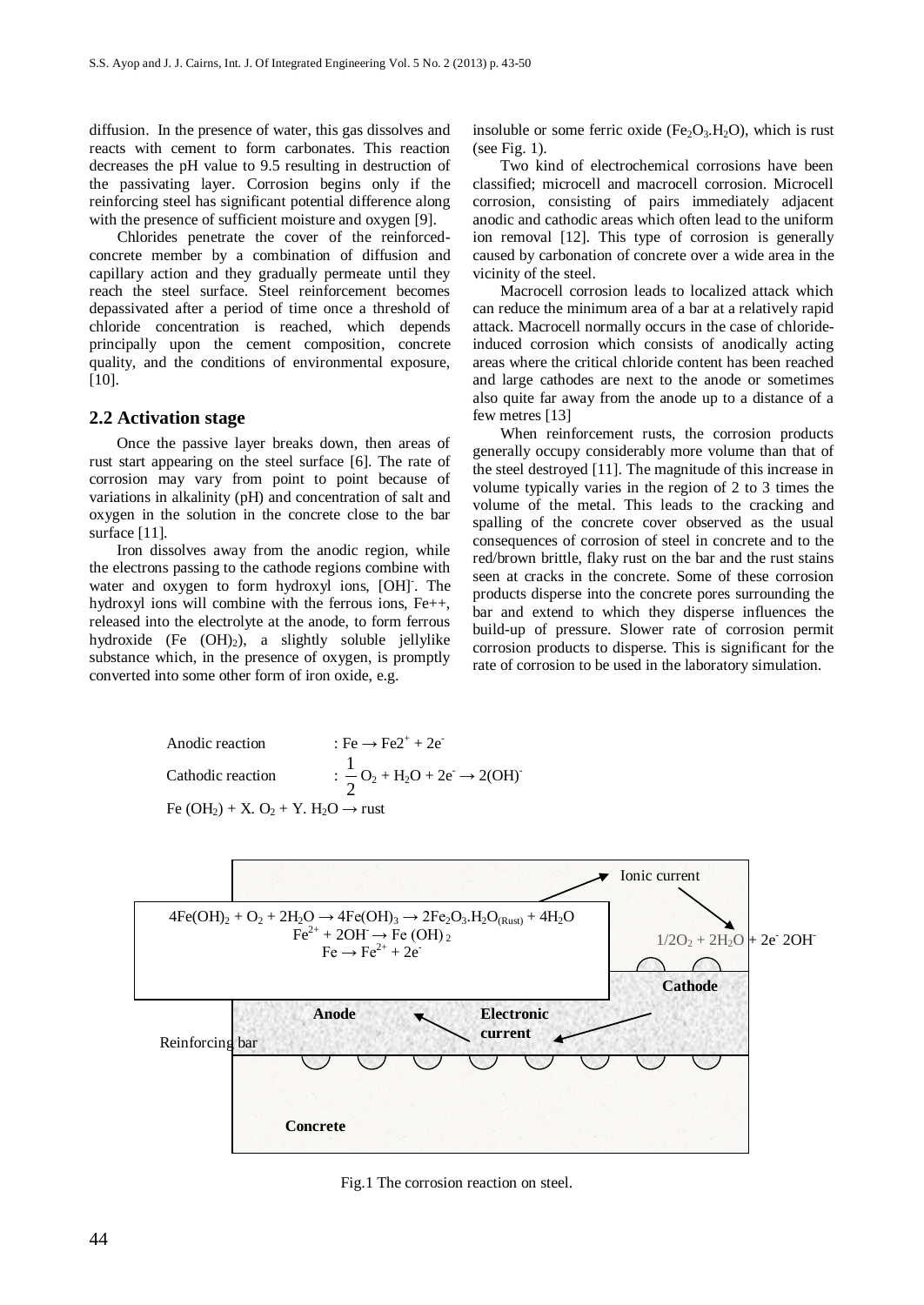diffusion. In the presence of water, this gas dissolves and reacts with cement to form carbonates. This reaction decreases the pH value to 9.5 resulting in destruction of the passivating layer. Corrosion begins only if the reinforcing steel has significant potential difference along with the presence of sufficient moisture and oxygen [9].

Chlorides penetrate the cover of the reinforced-concrete member by a combination of diffusion and capillary action and they gradually permeate until they reach the steel surface. Steel reinforcement becomes depassivated after a period of time once a threshold of chloride concentration is reached, which depends principally upon the cement composition, concrete quality, and the conditions of environmental exposure, [10].

## 2.2 Activation stage

Once the passive layer breaks down, then areas of rust start appearing on the steel surface [6]. The rate of corrosion may vary from point to point because of variations in alkalinity (pH) and concentration of salt and oxygen in the solution in the concrete close to the bar surface [11].

Iron dissolves away from the anodic region, while the electrons passing to the cathode regions combine with water and oxygen to form hydroxyl ions, $[OH]^-$. The hydroxyl ions will combine with the ferrous ions, Fe++, released into the electrolyte at the anode, to form ferrous hydroxide ($Fe(OH)_2$), a slightly soluble jellylike substance which, in the presence of oxygen, is promptly converted into some other form of iron oxide, e.g. insoluble or some ferric oxide ($Fe_2O_3.H_2O$), which is rust (see Fig. 1).

Two kind of electrochemical corrosions have been classified; microcell and macrocell corrosion. Microcell corrosion, consisting of pairs immediately adjacent anodic and cathodic areas which often lead to the uniform ion removal [12]. This type of corrosion is generally caused by carbonation of concrete over a wide area in the vicinity of the steel.

Macrocell corrosion leads to localized attack which can reduce the minimum area of a bar at a relatively rapid attack. Macrocell normally occurs in the case of chloride-induced corrosion which consists of anodically acting areas where the critical chloride content has been reached and large cathodes are next to the anode or sometimes also quite far away from the anode up to a distance of a few metres [13]

When reinforcement rusts, the corrosion products generally occupy considerably more volume than that of the steel destroyed [11]. The magnitude of this increase in volume typically varies in the region of 2 to 3 times the volume of the metal. This leads to the cracking and spalling of the concrete cover observed as the usual consequences of corrosion of steel in concrete and to the red/brown brittle, flaky rust on the bar and the rust stains seen at cracks in the concrete. Some of these corrosion products disperse into the concrete pores surrounding the bar and extend to which they disperse influences the build-up of pressure. Slower rate of corrosion permit corrosion products to disperse. This is significant for the rate of corrosion to be used in the laboratory simulation.

Anodic reaction : $Fe \rightarrow Fe2^{+} + 2e^{-}$

Cathodic reaction : $\frac{1}{2}O_2 + H_2O + 2e^{-} \rightarrow 2(OH)^{-}$

$Fe(OH_2) + X.\,O_2 + Y.\,H_2O \rightarrow \text{rust}$

Ionic current

$4Fe(OH)_2 + O_2 + 2H_2O \rightarrow 4Fe(OH)_3 \rightarrow 2Fe_2O_3.H_2O_{(Rust)} + 4H_2O$

$Fe^{2+} + 2OH^{-} \rightarrow Fe(OH)_2$

$Fe \rightarrow Fe^{2+} + 2e^{-}$

$1/2O_2 + 2H_2O + 2e^{-}\ 2OH^{-}$

Cathode

Anode

Electronic current

Reinforcing bar

Concrete

Fig.1 The corrosion reaction on steel.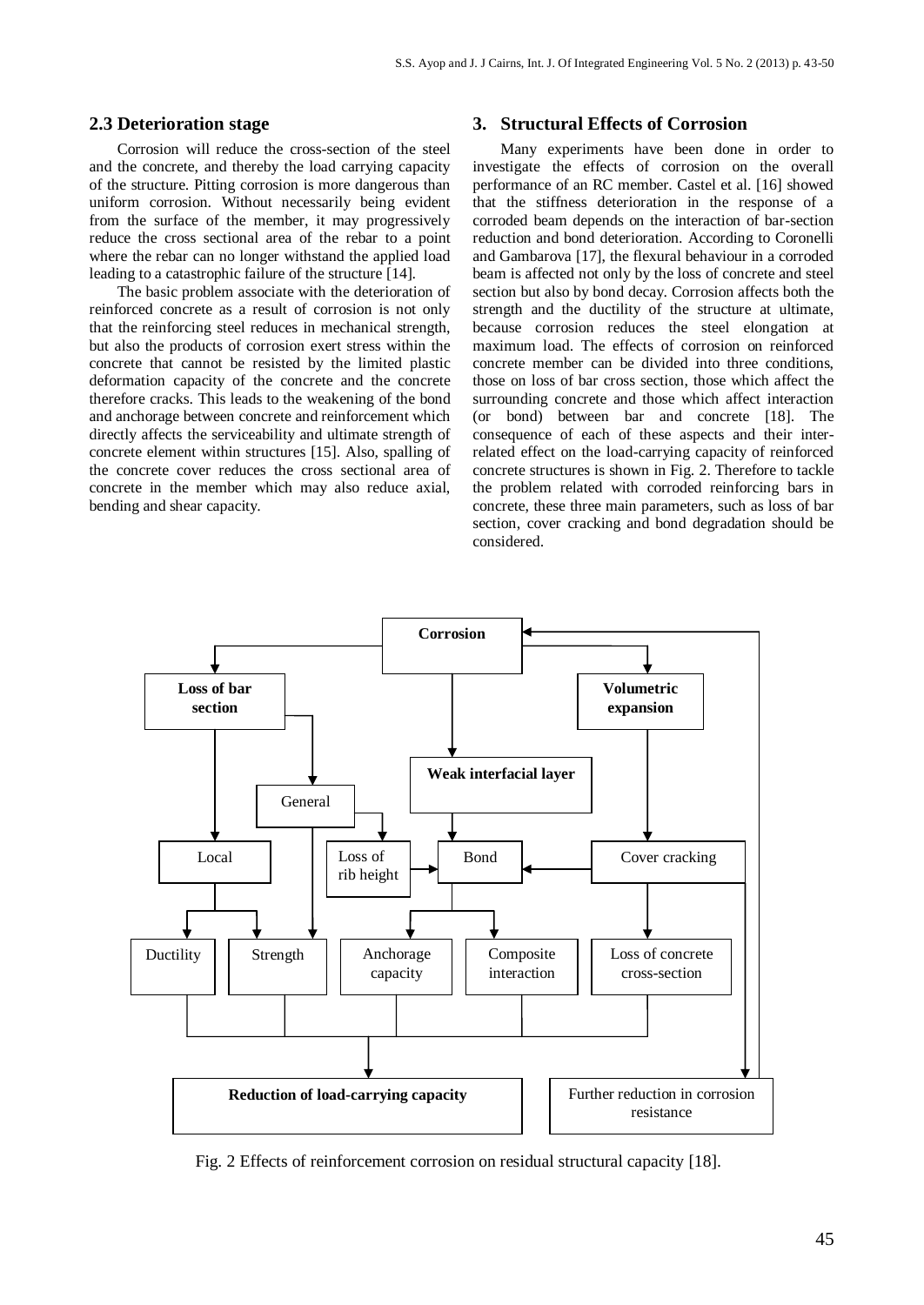## 2.3 Deterioration stage

Corrosion will reduce the cross-section of the steel and the concrete, and thereby the load carrying capacity of the structure. Pitting corrosion is more dangerous than uniform corrosion. Without necessarily being evident from the surface of the member, it may progressively reduce the cross sectional area of the rebar to a point where the rebar can no longer withstand the applied load leading to a catastrophic failure of the structure [14].

The basic problem associate with the deterioration of reinforced concrete as a result of corrosion is not only that the reinforcing steel reduces in mechanical strength, but also the products of corrosion exert stress within the concrete that cannot be resisted by the limited plastic deformation capacity of the concrete and the concrete therefore cracks. This leads to the weakening of the bond and anchorage between concrete and reinforcement which directly affects the serviceability and ultimate strength of concrete element within structures [15]. Also, spalling of the concrete cover reduces the cross sectional area of concrete in the member which may also reduce axial, bending and shear capacity.

## 3. Structural Effects of Corrosion

Many experiments have been done in order to investigate the effects of corrosion on the overall performance of an RC member. Castel et al. [16] showed that the stiffness deterioration in the response of a corroded beam depends on the interaction of bar-section reduction and bond deterioration. According to Coronelli and Gambarova [17], the flexural behaviour in a corroded beam is affected not only by the loss of concrete and steel section but also by bond decay. Corrosion affects both the strength and the ductility of the structure at ultimate, because corrosion reduces the steel elongation at maximum load. The effects of corrosion on reinforced concrete member can be divided into three conditions, those on loss of bar cross section, those which affect the surrounding concrete and those which affect interaction (or bond) between bar and concrete [18]. The consequence of each of these aspects and their inter-related effect on the load-carrying capacity of reinforced concrete structures is shown in Fig. 2. Therefore to tackle the problem related with corroded reinforcing bars in concrete, these three main parameters, such as loss of bar section, cover cracking and bond degradation should be considered.

Fig. 2 Effects of reinforcement corrosion on residual structural capacity [18].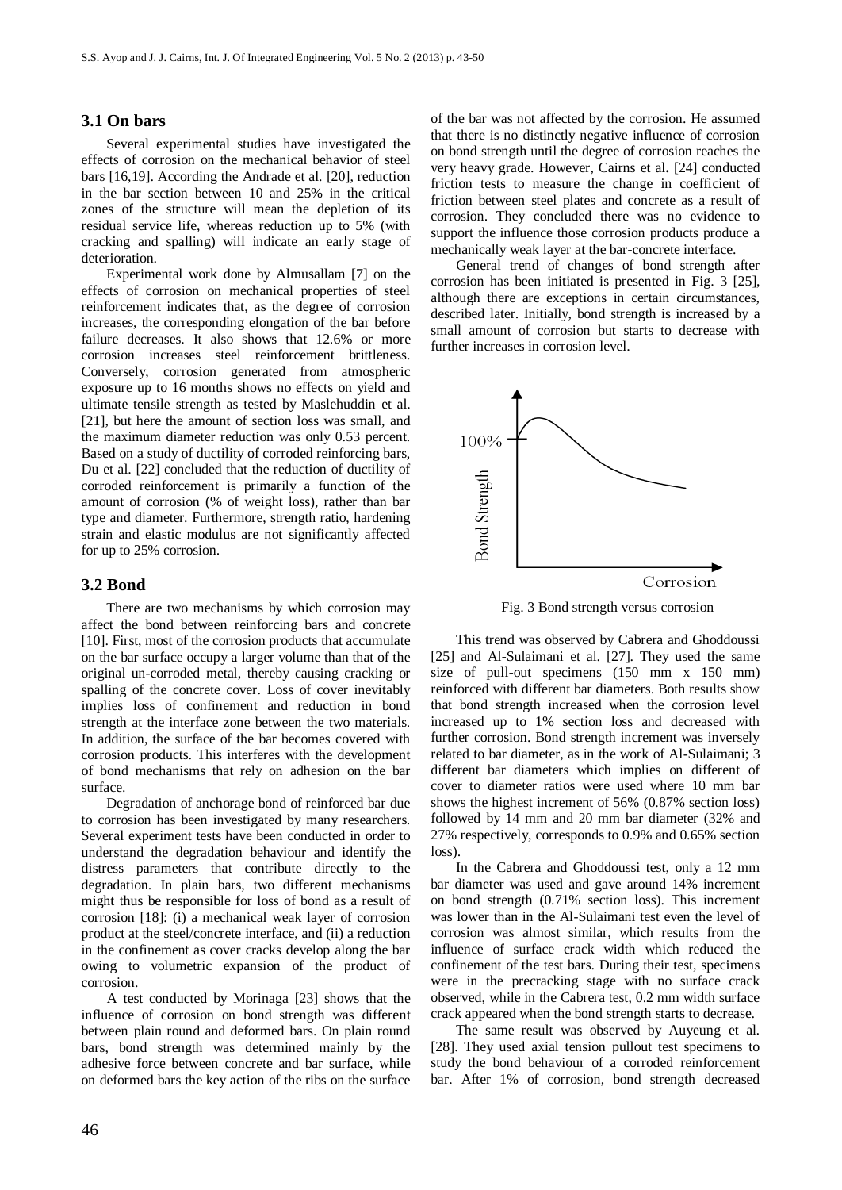### 3.1 On bars

Several experimental studies have investigated the effects of corrosion on the mechanical behavior of steel bars [16,19]. According the Andrade et al. [20], reduction in the bar section between 10 and 25% in the critical zones of the structure will mean the depletion of its residual service life, whereas reduction up to 5% (with cracking and spalling) will indicate an early stage of deterioration.

Experimental work done by Almusallam [7] on the effects of corrosion on mechanical properties of steel reinforcement indicates that, as the degree of corrosion increases, the corresponding elongation of the bar before failure decreases. It also shows that 12.6% or more corrosion increases steel reinforcement brittleness. Conversely, corrosion generated from atmospheric exposure up to 16 months shows no effects on yield and ultimate tensile strength as tested by Maslehuddin et al. [21], but here the amount of section loss was small, and the maximum diameter reduction was only 0.53 percent. Based on a study of ductility of corroded reinforcing bars, Du et al. [22] concluded that the reduction of ductility of corroded reinforcement is primarily a function of the amount of corrosion (% of weight loss), rather than bar type and diameter. Furthermore, strength ratio, hardening strain and elastic modulus are not significantly affected for up to 25% corrosion.

### 3.2 Bond

There are two mechanisms by which corrosion may affect the bond between reinforcing bars and concrete [10]. First, most of the corrosion products that accumulate on the bar surface occupy a larger volume than that of the original un-corroded metal, thereby causing cracking or spalling of the concrete cover. Loss of cover inevitably implies loss of confinement and reduction in bond strength at the interface zone between the two materials. In addition, the surface of the bar becomes covered with corrosion products. This interferes with the development of bond mechanisms that rely on adhesion on the bar surface.

Degradation of anchorage bond of reinforced bar due to corrosion has been investigated by many researchers. Several experiment tests have been conducted in order to understand the degradation behaviour and identify the distress parameters that contribute directly to the degradation. In plain bars, two different mechanisms might thus be responsible for loss of bond as a result of corrosion [18]: (i) a mechanical weak layer of corrosion product at the steel/concrete interface, and (ii) a reduction in the confinement as cover cracks develop along the bar owing to volumetric expansion of the product of corrosion.

A test conducted by Morinaga [23] shows that the influence of corrosion on bond strength was different between plain round and deformed bars. On plain round bars, bond strength was determined mainly by the adhesive force between concrete and bar surface, while on deformed bars the key action of the ribs on the surface of the bar was not affected by the corrosion. He assumed that there is no distinctly negative influence of corrosion on bond strength until the degree of corrosion reaches the very heavy grade. However, Cairns et al**.** [24] conducted friction tests to measure the change in coefficient of friction between steel plates and concrete as a result of corrosion. They concluded there was no evidence to support the influence those corrosion products produce a mechanically weak layer at the bar-concrete interface.

General trend of changes of bond strength after corrosion has been initiated is presented in Fig. 3 [25], although there are exceptions in certain circumstances, described later. Initially, bond strength is increased by a small amount of corrosion but starts to decrease with further increases in corrosion level.

Fig. 3 Bond strength versus corrosion

This trend was observed by Cabrera and Ghoddoussi [25] and Al-Sulaimani et al. [27]. They used the same size of pull-out specimens (150 mm x 150 mm) reinforced with different bar diameters. Both results show that bond strength increased when the corrosion level increased up to 1% section loss and decreased with further corrosion. Bond strength increment was inversely related to bar diameter, as in the work of Al-Sulaimani; 3 different bar diameters which implies on different of cover to diameter ratios were used where 10 mm bar shows the highest increment of 56% (0.87% section loss) followed by 14 mm and 20 mm bar diameter (32% and 27% respectively, corresponds to 0.9% and 0.65% section loss).

In the Cabrera and Ghoddoussi test, only a 12 mm bar diameter was used and gave around 14% increment on bond strength (0.71% section loss). This increment was lower than in the Al-Sulaimani test even the level of corrosion was almost similar, which results from the influence of surface crack width which reduced the confinement of the test bars. During their test, specimens were in the precracking stage with no surface crack observed, while in the Cabrera test, 0.2 mm width surface crack appeared when the bond strength starts to decrease.

The same result was observed by Auyeung et al. [28]. They used axial tension pullout test specimens to study the bond behaviour of a corroded reinforcement bar. After 1% of corrosion, bond strength decreased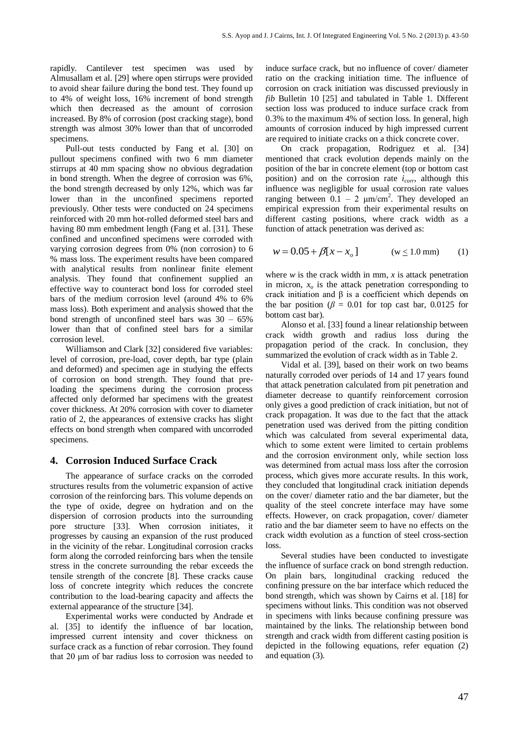rapidly. Cantilever test specimen was used by Almusallam et al. [29] where open stirrups were provided to avoid shear failure during the bond test. They found up to 4% of weight loss, 16% increment of bond strength which then decreased as the amount of corrosion increased. By 8% of corrosion (post cracking stage), bond strength was almost 30% lower than that of uncorroded specimens.

Pull-out tests conducted by Fang et al. [30] on pullout specimens confined with two 6 mm diameter stirrups at 40 mm spacing show no obvious degradation in bond strength. When the degree of corrosion was 6%, the bond strength decreased by only 12%, which was far lower than in the unconfined specimens reported previously. Other tests were conducted on 24 specimens reinforced with 20 mm hot-rolled deformed steel bars and having 80 mm embedment length (Fang et al. [31]. These confined and unconfined specimens were corroded with varying corrosion degrees from 0% (non corrosion) to 6 % mass loss. The experiment results have been compared with analytical results from nonlinear finite element analysis. They found that confinement supplied an effective way to counteract bond loss for corroded steel bars of the medium corrosion level (around 4% to 6% mass loss). Both experiment and analysis showed that the bond strength of unconfined steel bars was 30 – 65% lower than that of confined steel bars for a similar corrosion level.

Williamson and Clark [32] considered five variables: level of corrosion, pre-load, cover depth, bar type (plain and deformed) and specimen age in studying the effects of corrosion on bond strength. They found that pre-loading the specimens during the corrosion process affected only deformed bar specimens with the greatest cover thickness. At 20% corrosion with cover to diameter ratio of 2, the appearances of extensive cracks has slight effects on bond strength when compared with uncorroded specimens.

## 4. Corrosion Induced Surface Crack

The appearance of surface cracks on the corroded structures results from the volumetric expansion of active corrosion of the reinforcing bars. This volume depends on the type of oxide, degree on hydration and on the dispersion of corrosion products into the surrounding pore structure [33]. When corrosion initiates, it progresses by causing an expansion of the rust produced in the vicinity of the rebar. Longitudinal corrosion cracks form along the corroded reinforcing bars when the tensile stress in the concrete surrounding the rebar exceeds the tensile strength of the concrete [8]. These cracks cause loss of concrete integrity which reduces the concrete contribution to the load-bearing capacity and affects the external appearance of the structure [34].

Experimental works were conducted by Andrade et al. [35] to identify the influence of bar location, impressed current intensity and cover thickness on surface crack as a function of rebar corrosion. They found that 20 μm of bar radius loss to corrosion was needed to induce surface crack, but no influence of cover/ diameter ratio on the cracking initiation time. The influence of corrosion on crack initiation was discussed previously in *fib* Bulletin 10 [25] and tabulated in Table 1. Different section loss was produced to induce surface crack from 0.3% to the maximum 4% of section loss. In general, high amounts of corrosion induced by high impressed current are required to initiate cracks on a thick concrete cover.

On crack propagation, Rodriguez et al. [34] mentioned that crack evolution depends mainly on the position of the bar in concrete element (top or bottom cast position) and on the corrosion rate $i_{corr}$, although this influence was negligible for usual corrosion rate values ranging between 0.1 – 2 μm/cm$^2$. They developed an empirical expression from their experimental results on different casting positions, where crack width as a function of attack penetration was derived as:

$$w = 0.05 + \beta[x - x_o] \qquad (w \leq 1.0 \text{ mm}) \qquad (1)$$

where $w$ is the crack width in mm, $x$ is attack penetration in micron, $x_o$ is the attack penetration corresponding to crack initiation and β is a coefficient which depends on the bar position ($\beta$ = 0.01 for top cast bar, 0.0125 for bottom cast bar).

Alonso et al. [33] found a linear relationship between crack width growth and radius loss during the propagation period of the crack. In conclusion, they summarized the evolution of crack width as in Table 2.

Vidal et al. [39], based on their work on two beams naturally corroded over periods of 14 and 17 years found that attack penetration calculated from pit penetration and diameter decrease to quantify reinforcement corrosion only gives a good prediction of crack initiation, but not of crack propagation. It was due to the fact that the attack penetration used was derived from the pitting condition which was calculated from several experimental data, which to some extent were limited to certain problems and the corrosion environment only, while section loss was determined from actual mass loss after the corrosion process, which gives more accurate results. In this work, they concluded that longitudinal crack initiation depends on the cover/ diameter ratio and the bar diameter, but the quality of the steel concrete interface may have some effects. However, on crack propagation, cover/ diameter ratio and the bar diameter seem to have no effects on the crack width evolution as a function of steel cross-section loss.

Several studies have been conducted to investigate the influence of surface crack on bond strength reduction. On plain bars, longitudinal cracking reduced the confining pressure on the bar interface which reduced the bond strength, which was shown by Cairns et al. [18] for specimens without links. This condition was not observed in specimens with links because confining pressure was maintained by the links. The relationship between bond strength and crack width from different casting position is depicted in the following equations, refer equation (2) and equation (3).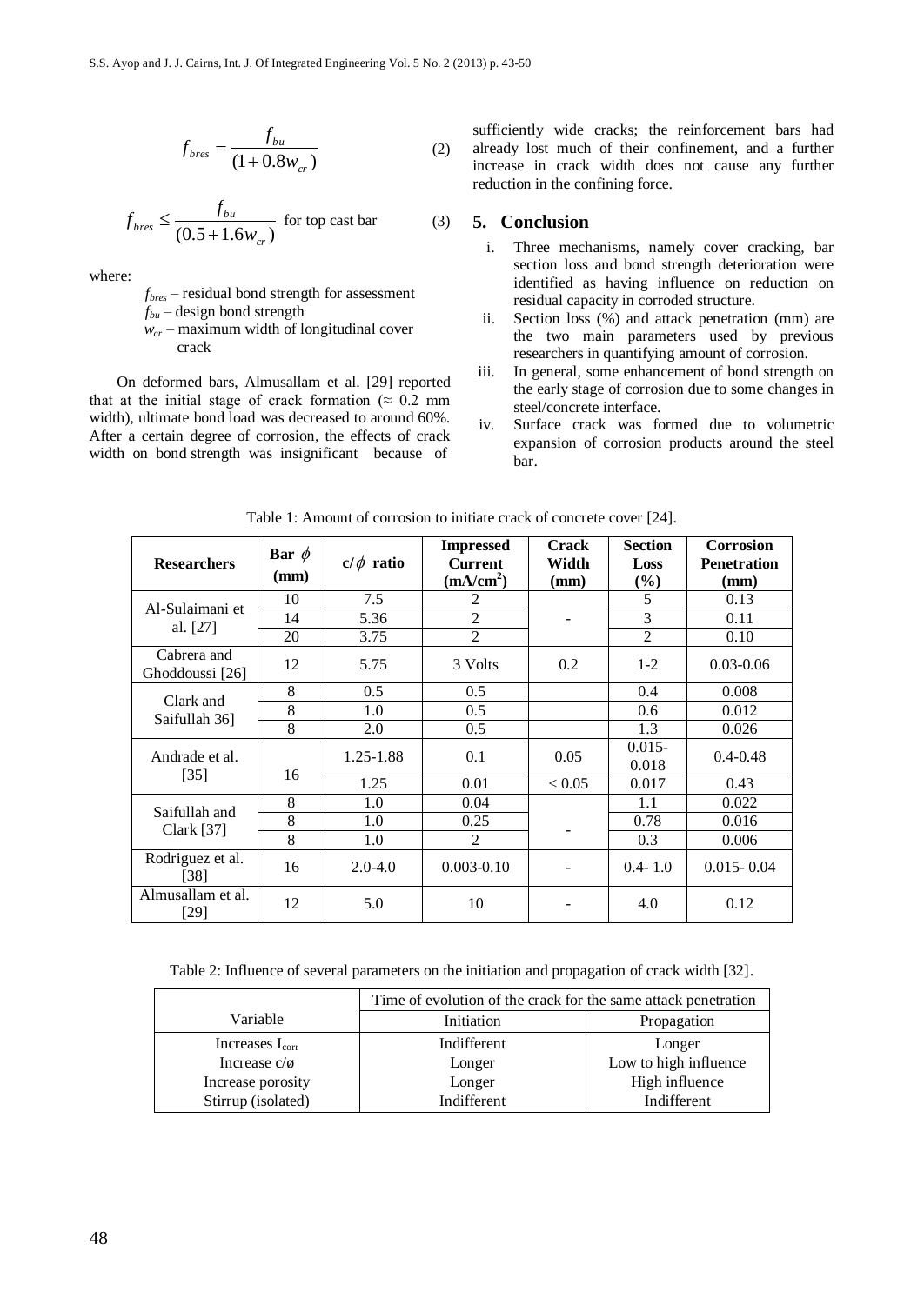$$f_{bres} = \frac{f_{bu}}{(1+0.8w_{cr})} \tag{2}$$

$$f_{bres} \leq \frac{f_{bu}}{(0.5+1.6w_{cr})} \text{ for top cast bar} \tag{3}$$

where:

$f_{bres}$ – residual bond strength for assessment
$f_{bu}$ – design bond strength
$w_{cr}$ – maximum width of longitudinal cover crack

On deformed bars, Almusallam et al. [29] reported that at the initial stage of crack formation (≈ 0.2 mm width), ultimate bond load was decreased to around 60%. After a certain degree of corrosion, the effects of crack width on bond strength was insignificant because of sufficiently wide cracks; the reinforcement bars had already lost much of their confinement, and a further increase in crack width does not cause any further reduction in the confining force.

## 5. Conclusion

i. Three mechanisms, namely cover cracking, bar section loss and bond strength deterioration were identified as having influence on reduction on residual capacity in corroded structure.
ii. Section loss (%) and attack penetration (mm) are the two main parameters used by previous researchers in quantifying amount of corrosion.
iii. In general, some enhancement of bond strength on the early stage of corrosion due to some changes in steel/concrete interface.
iv. Surface crack was formed due to volumetric expansion of corrosion products around the steel bar.

Table 1: Amount of corrosion to initiate crack of concrete cover [24].

| Researchers | Bar $\phi$ (mm) | $c/\phi$ ratio | Impressed Current ($mA/cm^2$) | Crack Width (mm) | Section Loss (%) | Corrosion Penetration (mm) |
|---|---|---|---|---|---|---|
| Al-Sulaimani et al. [27] | 10 | 7.5 | 2 | - | 5 | 0.13 |
| | 14 | 5.36 | 2 | | 3 | 0.11 |
| | 20 | 3.75 | 2 | | 2 | 0.10 |
| Cabrera and Ghoddoussi [26] | 12 | 5.75 | 3 Volts | 0.2 | 1-2 | 0.03-0.06 |
| Clark and Saifullah 36] | 8 | 0.5 | 0.5 | | 0.4 | 0.008 |
| | 8 | 1.0 | 0.5 | | 0.6 | 0.012 |
| | 8 | 2.0 | 0.5 | | 1.3 | 0.026 |
| Andrade et al. [35] | 16 | 1.25-1.88 | 0.1 | 0.05 | 0.015-0.018 | 0.4-0.48 |
| | | 1.25 | 0.01 | < 0.05 | 0.017 | 0.43 |
| Saifullah and Clark [37] | 8 | 1.0 | 0.04 | - | 1.1 | 0.022 |
| | 8 | 1.0 | 0.25 | | 0.78 | 0.016 |
| | 8 | 1.0 | 2 | | 0.3 | 0.006 |
| Rodriguez et al. [38] | 16 | 2.0-4.0 | 0.003-0.10 | - | 0.4- 1.0 | 0.015- 0.04 |
| Almusallam et al. [29] | 12 | 5.0 | 10 | - | 4.0 | 0.12 |

Table 2: Influence of several parameters on the initiation and propagation of crack width [32].

| Variable | Time of evolution of the crack for the same attack penetration | |
|---|---|---|
| | Initiation | Propagation |
| Increases $I_{corr}$ | Indifferent | Longer |
| Increase c/ø | Longer | Low to high influence |
| Increase porosity | Longer | High influence |
| Stirrup (isolated) | Indifferent | Indifferent |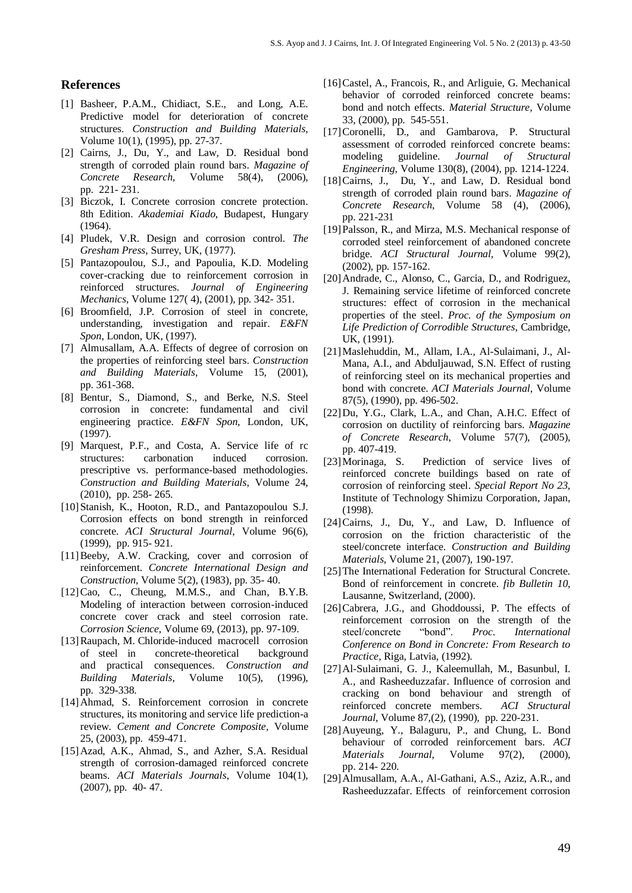## References

[1] Basheer, P.A.M., Chidiact, S.E., and Long, A.E. Predictive model for deterioration of concrete structures. *Construction and Building Materials*, Volume 10(1), (1995), pp. 27-37.

[2] Cairns, J., Du, Y., and Law, D. Residual bond strength of corroded plain round bars. *Magazine of Concrete Research*, Volume 58(4), (2006), pp. 221- 231.

[3] BiczOk, I. Concrete corrosion concrete protection. 8th Edition. *Akademiai Kiado*, Budapest, Hungary (1964).

[4] Pludek, V.R. Design and corrosion control. *The Gresham Press*, Surrey, UK, (1977).

[5] Pantazopoulou, S.J., and Papoulia, K.D. Modeling cover-cracking due to reinforcement corrosion in reinforced structures. *Journal of Engineering Mechanics*, Volume 127( 4), (2001), pp. 342- 351.

[6] Broomfield, J.P. Corrosion of steel in concrete, understanding, investigation and repair. *E&FN Spon*, London, UK, (1997).

[7] Almusallam, A.A. Effects of degree of corrosion on the properties of reinforcing steel bars. *Construction and Building Materials*, Volume 15, (2001), pp. 361-368.

[8] Bentur, S., Diamond, S., and Berke, N.S. Steel corrosion in concrete: fundamental and civil engineering practice. *E&FN Spon*, London, UK, (1997).

[9] Marquest, P.F., and Costa, A. Service life of rc structures: carbonation induced corrosion. prescriptive vs. performance-based methodologies. *Construction and Building Materials*, Volume 24, (2010), pp. 258- 265.

[10] Stanish, K., Hooton, R.D., and Pantazopoulou S.J. Corrosion effects on bond strength in reinforced concrete. *ACI Structural Journal*, Volume 96(6), (1999), pp. 915- 921.

[11] Beeby, A.W. Cracking, cover and corrosion of reinforcement. *Concrete International Design and Construction*, Volume 5(2), (1983), pp. 35- 40.

[12] Cao, C., Cheung, M.M.S., and Chan, B.Y.B. Modeling of interaction between corrosion-induced concrete cover crack and steel corrosion rate. *Corrosion Science*, Volume 69, (2013), pp. 97-109.

[13] Raupach, M. Chloride-induced macrocell corrosion of steel in concrete-theoretical background and practical consequences. *Construction and Building Materials*, Volume 10(5), (1996), pp. 329-338.

[14] Ahmad, S. Reinforcement corrosion in concrete structures, its monitoring and service life prediction-a review. *Cement and Concrete Composite*, Volume 25, (2003), pp. 459-471.

[15] Azad, A.K., Ahmad, S., and Azher, S.A. Residual strength of corrosion-damaged reinforced concrete beams. *ACI Materials Journals*, Volume 104(1), (2007), pp. 40- 47.

[16] Castel, A., Francois, R., and Arliguie, G. Mechanical behavior of corroded reinforced concrete beams: bond and notch effects. *Material Structure*, Volume 33, (2000), pp. 545-551.

[17] Coronelli, D., and Gambarova, P. Structural assessment of corroded reinforced concrete beams: modeling guideline. *Journal of Structural Engineering*, Volume 130(8), (2004), pp. 1214-1224.

[18] Cairns, J., Du, Y., and Law, D. Residual bond strength of corroded plain round bars. *Magazine of Concrete Research*, Volume 58 (4), (2006), pp. 221-231

[19] Palsson, R., and Mirza, M.S. Mechanical response of corroded steel reinforcement of abandoned concrete bridge. *ACI Structural Journal*, Volume 99(2), (2002), pp. 157-162.

[20] Andrade, C., Alonso, C., Garcia, D., and Rodriguez, J. Remaining service lifetime of reinforced concrete structures: effect of corrosion in the mechanical properties of the steel. *Proc. of the Symposium on Life Prediction of Corrodible Structures*, Cambridge, UK, (1991).

[21] Maslehuddin, M., Allam, I.A., Al-Sulaimani, J., Al-Mana, A.I., and Abduljauwad, S.N. Effect of rusting of reinforcing steel on its mechanical properties and bond with concrete. *ACI Materials Journal*, Volume 87(5), (1990), pp. 496-502.

[22] Du, Y.G., Clark, L.A., and Chan, A.H.C. Effect of corrosion on ductility of reinforcing bars. *Magazine of Concrete Research*, Volume 57(7), (2005), pp. 407-419.

[23] Morinaga, S. Prediction of service lives of reinforced concrete buildings based on rate of corrosion of reinforcing steel. *Special Report No 23*, Institute of Technology Shimizu Corporation, Japan, (1998).

[24] Cairns, J., Du, Y., and Law, D. Influence of corrosion on the friction characteristic of the steel/concrete interface. *Construction and Building Materials*, Volume 21, (2007), 190-197.

[25] The International Federation for Structural Concrete. Bond of reinforcement in concrete. *fib Bulletin 10*, Lausanne, Switzerland, (2000).

[26] Cabrera, J.G., and Ghoddoussi, P. The effects of reinforcement corrosion on the strength of the steel/concrete "bond". *Proc. International Conference on Bond in Concrete: From Research to Practice*, Riga, Latvia, (1992).

[27] Al-Sulaimani, G. J., Kaleemullah, M., Basunbul, I. A., and Rasheeduzzafar. Influence of corrosion and cracking on bond behaviour and strength of reinforced concrete members. *ACI Structural Journal*, Volume 87,(2), (1990), pp. 220-231.

[28] Auyeung, Y., Balaguru, P., and Chung, L. Bond behaviour of corroded reinforcement bars. *ACI Materials Journal*, Volume 97(2), (2000), pp. 214- 220.

[29] Almusallam, A.A., Al-Gathani, A.S., Aziz, A.R., and Rasheeduzzafar. Effects of reinforcement corrosion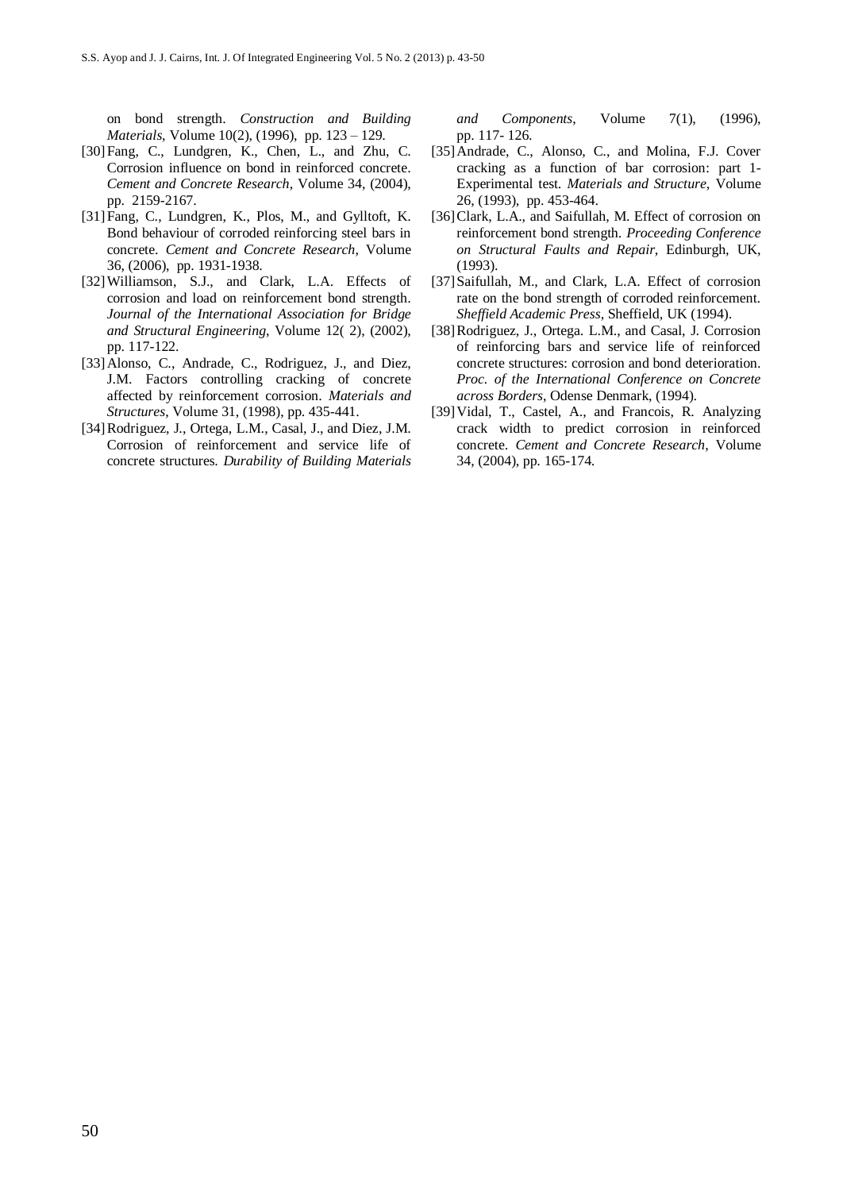on bond strength. *Construction and Building Materials*, Volume 10(2), (1996), pp. 123 – 129.

[30] Fang, C., Lundgren, K., Chen, L., and Zhu, C. Corrosion influence on bond in reinforced concrete. *Cement and Concrete Research*, Volume 34, (2004), pp. 2159-2167.

[31] Fang, C., Lundgren, K., Plos, M., and Gylltoft, K. Bond behaviour of corroded reinforcing steel bars in concrete. *Cement and Concrete Research*, Volume 36, (2006), pp. 1931-1938.

[32] Williamson, S.J., and Clark, L.A. Effects of corrosion and load on reinforcement bond strength. *Journal of the International Association for Bridge and Structural Engineering*, Volume 12( 2), (2002), pp. 117-122.

[33] Alonso, C., Andrade, C., Rodriguez, J., and Diez, J.M. Factors controlling cracking of concrete affected by reinforcement corrosion. *Materials and Structures*, Volume 31, (1998), pp. 435-441.

[34] Rodriguez, J., Ortega, L.M., Casal, J., and Diez, J.M. Corrosion of reinforcement and service life of concrete structures. *Durability of Building Materials and Components*, Volume 7(1), (1996), pp. 117- 126.

[35] Andrade, C., Alonso, C., and Molina, F.J. Cover cracking as a function of bar corrosion: part 1-Experimental test. *Materials and Structure*, Volume 26, (1993), pp. 453-464.

[36] Clark, L.A., and Saifullah, M. Effect of corrosion on reinforcement bond strength. *Proceeding Conference on Structural Faults and Repair*, Edinburgh, UK, (1993).

[37] Saifullah, M., and Clark, L.A. Effect of corrosion rate on the bond strength of corroded reinforcement. *Sheffield Academic Press*, Sheffield, UK (1994).

[38] Rodriguez, J., Ortega. L.M., and Casal, J. Corrosion of reinforcing bars and service life of reinforced concrete structures: corrosion and bond deterioration. *Proc. of the International Conference on Concrete across Borders*, Odense Denmark, (1994).

[39] Vidal, T., Castel, A., and Francois, R. Analyzing crack width to predict corrosion in reinforced concrete. *Cement and Concrete Research*, Volume 34, (2004), pp. 165-174.